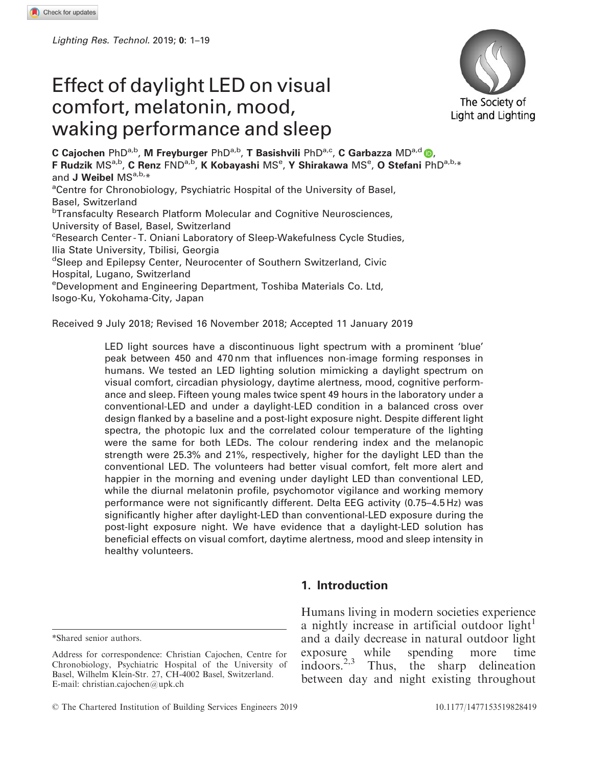# Effect of daylight LED on visual comfort, melatonin, mood, waking performance and sleep

**C Cajochen** PhD[a,b], **M Freyburger** PhD[a,b], **T Basishvili** PhD[a,c], **C Garbazza** MD[a,d], **F Rudzik** MS[a,b], **C Renz** FND[a,b], **K Kobayashi** MS[e], **Y Shirakawa** MS[e], **O Stefani** PhD[a,b,*] and **J Weibel** MS[a,b,*]

[a]Centre for Chronobiology, Psychiatric Hospital of the University of Basel, Basel, Switzerland
[b]Transfaculty Research Platform Molecular and Cognitive Neurosciences, University of Basel, Basel, Switzerland
[c]Research Center - T. Oniani Laboratory of Sleep-Wakefulness Cycle Studies, Ilia State University, Tbilisi, Georgia
[d]Sleep and Epilepsy Center, Neurocenter of Southern Switzerland, Civic Hospital, Lugano, Switzerland
[e]Development and Engineering Department, Toshiba Materials Co. Ltd, Isogo-Ku, Yokohama-City, Japan

Received 9 July 2018; Revised 16 November 2018; Accepted 11 January 2019

LED light sources have a discontinuous light spectrum with a prominent 'blue' peak between 450 and 470 nm that influences non-image forming responses in humans. We tested an LED lighting solution mimicking a daylight spectrum on visual comfort, circadian physiology, daytime alertness, mood, cognitive performance and sleep. Fifteen young males twice spent 49 hours in the laboratory under a conventional-LED and under a daylight-LED condition in a balanced cross over design flanked by a baseline and a post-light exposure night. Despite different light spectra, the photopic lux and the correlated colour temperature of the lighting were the same for both LEDs. The colour rendering index and the melanopic strength were 25.3% and 21%, respectively, higher for the daylight LED than the conventional LED. The volunteers had better visual comfort, felt more alert and happier in the morning and evening under daylight LED than conventional LED, while the diurnal melatonin profile, psychomotor vigilance and working memory performance were not significantly different. Delta EEG activity (0.75–4.5 Hz) was significantly higher after daylight-LED than conventional-LED exposure during the post-light exposure night. We have evidence that a daylight-LED solution has beneficial effects on visual comfort, daytime alertness, mood and sleep intensity in healthy volunteers.

## 1. Introduction

Humans living in modern societies experience a nightly increase in artificial outdoor light[1] and a daily decrease in natural outdoor light exposure while spending more time indoors.[2,3] Thus, the sharp delineation between day and night existing throughout

*Shared senior authors.

Address for correspondence: Christian Cajochen, Centre for Chronobiology, Psychiatric Hospital of the University of Basel, Wilhelm Klein-Str. 27, CH-4002 Basel, Switzerland. E-mail: christian.cajochen@upk.ch

© The Chartered Institution of Building Services Engineers 2019

10.1177/1477153519828419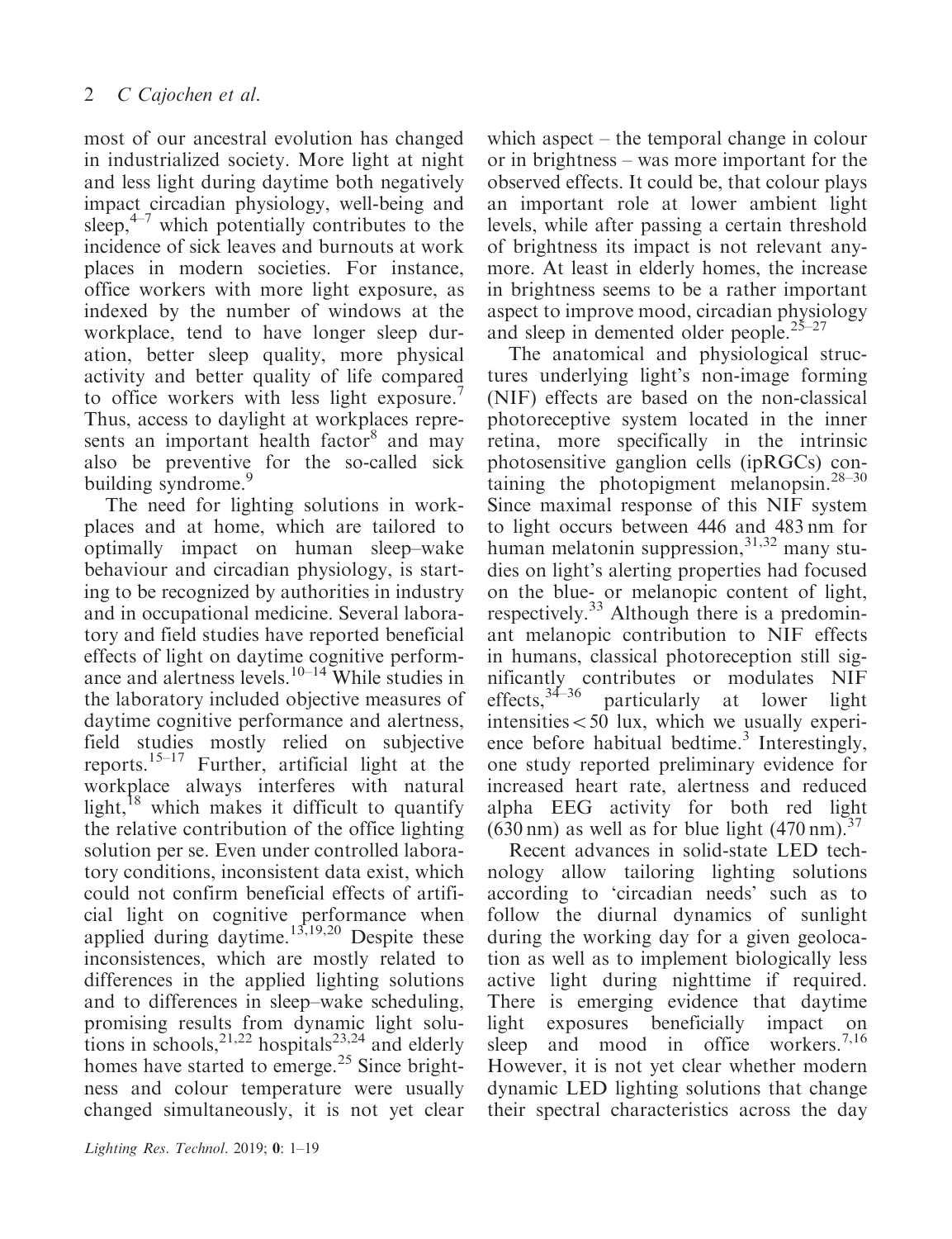most of our ancestral evolution has changed in industrialized society. More light at night and less light during daytime both negatively impact circadian physiology, well-being and sleep,[4–7] which potentially contributes to the incidence of sick leaves and burnouts at work places in modern societies. For instance, office workers with more light exposure, as indexed by the number of windows at the workplace, tend to have longer sleep duration, better sleep quality, more physical activity and better quality of life compared to office workers with less light exposure.[7] Thus, access to daylight at workplaces represents an important health factor[8] and may also be preventive for the so-called sick building syndrome.[9]

The need for lighting solutions in workplaces and at home, which are tailored to optimally impact on human sleep–wake behaviour and circadian physiology, is starting to be recognized by authorities in industry and in occupational medicine. Several laboratory and field studies have reported beneficial effects of light on daytime cognitive performance and alertness levels.[10–14] While studies in the laboratory included objective measures of daytime cognitive performance and alertness, field studies mostly relied on subjective reports.[15–17] Further, artificial light at the workplace always interferes with natural light,[18] which makes it difficult to quantify the relative contribution of the office lighting solution per se. Even under controlled laboratory conditions, inconsistent data exist, which could not confirm beneficial effects of artificial light on cognitive performance when applied during daytime.[13,19,20] Despite these inconsistences, which are mostly related to differences in the applied lighting solutions and to differences in sleep–wake scheduling, promising results from dynamic light solutions in schools,[21,22] hospitals[23,24] and elderly homes have started to emerge.[25] Since brightness and colour temperature were usually changed simultaneously, it is not yet clear which aspect – the temporal change in colour or in brightness – was more important for the observed effects. It could be, that colour plays an important role at lower ambient light levels, while after passing a certain threshold of brightness its impact is not relevant anymore. At least in elderly homes, the increase in brightness seems to be a rather important aspect to improve mood, circadian physiology and sleep in demented older people.[25–27]

The anatomical and physiological structures underlying light's non-image forming (NIF) effects are based on the non-classical photoreceptive system located in the inner retina, more specifically in the intrinsic photosensitive ganglion cells (ipRGCs) containing the photopigment melanopsin.[28–30] Since maximal response of this NIF system to light occurs between 446 and 483 nm for human melatonin suppression,[31,32] many studies on light's alerting properties had focused on the blue- or melanopic content of light, respectively.[33] Although there is a predominant melanopic contribution to NIF effects in humans, classical photoreception still significantly contributes or modulates NIF effects,[34–36] particularly at lower light intensities $< 50$ lux, which we usually experience before habitual bedtime.[3] Interestingly, one study reported preliminary evidence for increased heart rate, alertness and reduced alpha EEG activity for both red light (630 nm) as well as for blue light (470 nm).[37]

Recent advances in solid-state LED technology allow tailoring lighting solutions according to 'circadian needs' such as to follow the diurnal dynamics of sunlight during the working day for a given geolocation as well as to implement biologically less active light during nighttime if required. There is emerging evidence that daytime light exposures beneficially impact on sleep and mood in office workers.[7,16] However, it is not yet clear whether modern dynamic LED lighting solutions that change their spectral characteristics across the day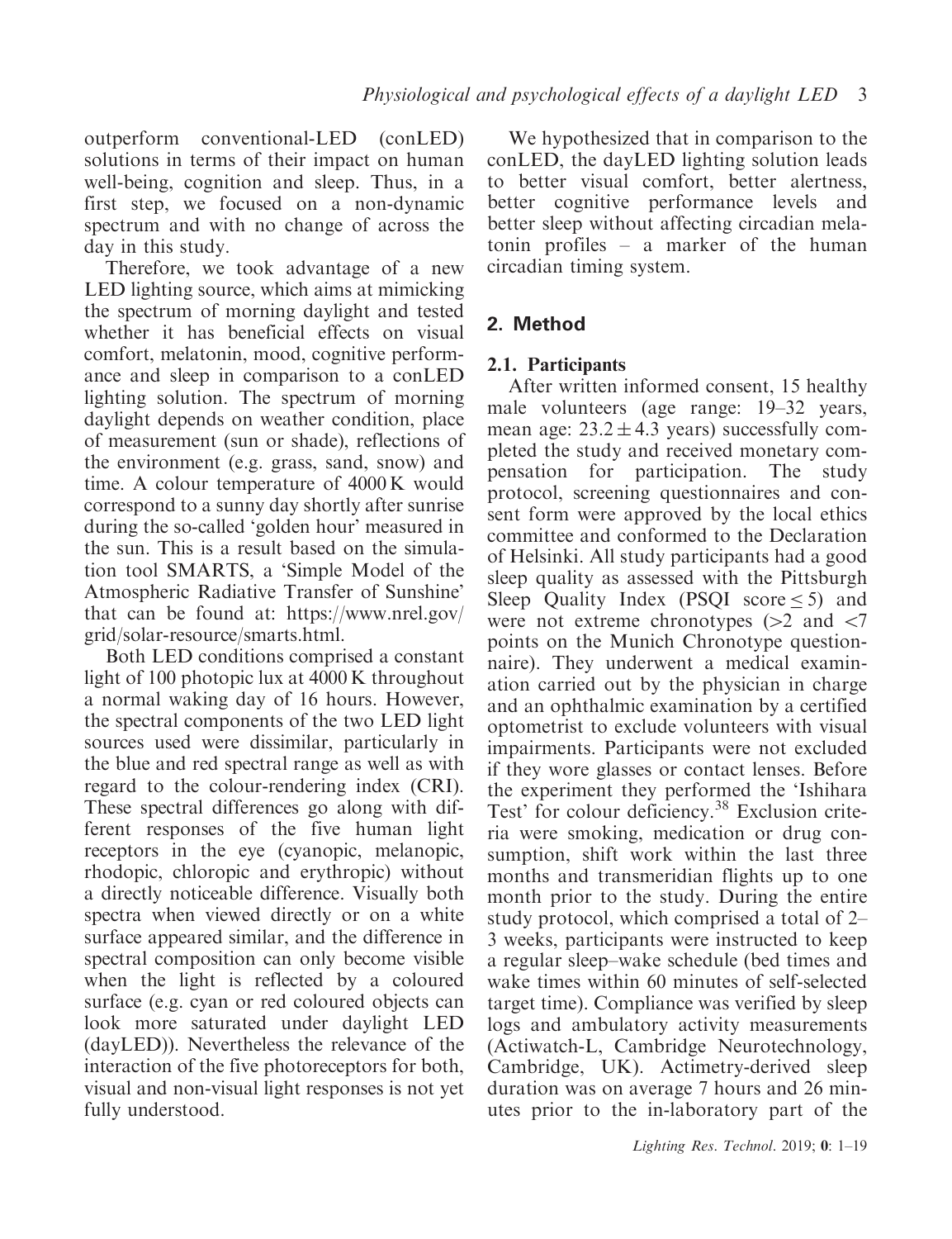outperform conventional-LED (conLED) solutions in terms of their impact on human well-being, cognition and sleep. Thus, in a first step, we focused on a non-dynamic spectrum and with no change of across the day in this study.

Therefore, we took advantage of a new LED lighting source, which aims at mimicking the spectrum of morning daylight and tested whether it has beneficial effects on visual comfort, melatonin, mood, cognitive performance and sleep in comparison to a conLED lighting solution. The spectrum of morning daylight depends on weather condition, place of measurement (sun or shade), reflections of the environment (e.g. grass, sand, snow) and time. A colour temperature of 4000 K would correspond to a sunny day shortly after sunrise during the so-called 'golden hour' measured in the sun. This is a result based on the simulation tool SMARTS, a 'Simple Model of the Atmospheric Radiative Transfer of Sunshine' that can be found at: https://www.nrel.gov/grid/solar-resource/smarts.html.

Both LED conditions comprised a constant light of 100 photopic lux at 4000 K throughout a normal waking day of 16 hours. However, the spectral components of the two LED light sources used were dissimilar, particularly in the blue and red spectral range as well as with regard to the colour-rendering index (CRI). These spectral differences go along with different responses of the five human light receptors in the eye (cyanopic, melanopic, rhodopic, chloropic and erythropic) without a directly noticeable difference. Visually both spectra when viewed directly or on a white surface appeared similar, and the difference in spectral composition can only become visible when the light is reflected by a coloured surface (e.g. cyan or red coloured objects can look more saturated under daylight LED (dayLED)). Nevertheless the relevance of the interaction of the five photoreceptors for both, visual and non-visual light responses is not yet fully understood.

We hypothesized that in comparison to the conLED, the dayLED lighting solution leads to better visual comfort, better alertness, better cognitive performance levels and better sleep without affecting circadian melatonin profiles – a marker of the human circadian timing system.

## 2. Method

### 2.1. Participants

After written informed consent, 15 healthy male volunteers (age range: 19–32 years, mean age: $23.2 \pm 4.3$ years) successfully completed the study and received monetary compensation for participation. The study protocol, screening questionnaires and consent form were approved by the local ethics committee and conformed to the Declaration of Helsinki. All study participants had a good sleep quality as assessed with the Pittsburgh Sleep Quality Index (PSQI score $\leq 5$) and were not extreme chronotypes ($>2$ and $<7$ points on the Munich Chronotype questionnaire). They underwent a medical examination carried out by the physician in charge and an ophthalmic examination by a certified optometrist to exclude volunteers with visual impairments. Participants were not excluded if they wore glasses or contact lenses. Before the experiment they performed the 'Ishihara Test' for colour deficiency.[38] Exclusion criteria were smoking, medication or drug consumption, shift work within the last three months and transmeridian flights up to one month prior to the study. During the entire study protocol, which comprised a total of 2–3 weeks, participants were instructed to keep a regular sleep–wake schedule (bed times and wake times within 60 minutes of self-selected target time). Compliance was verified by sleep logs and ambulatory activity measurements (Actiwatch-L, Cambridge Neurotechnology, Cambridge, UK). Actimetry-derived sleep duration was on average 7 hours and 26 minutes prior to the in-laboratory part of the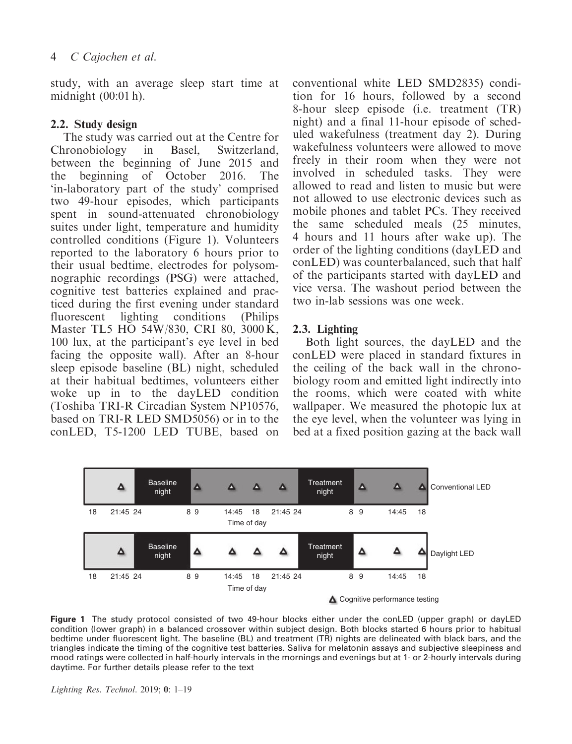study, with an average sleep start time at midnight (00:01 h).

## 2.2. Study design

The study was carried out at the Centre for Chronobiology in Basel, Switzerland, between the beginning of June 2015 and the beginning of October 2016. The 'in-laboratory part of the study' comprised two 49-hour episodes, which participants spent in sound-attenuated chronobiology suites under light, temperature and humidity controlled conditions (Figure 1). Volunteers reported to the laboratory 6 hours prior to their usual bedtime, electrodes for polysomnographic recordings (PSG) were attached, cognitive test batteries explained and practiced during the first evening under standard fluorescent lighting conditions (Philips Master TL5 HO 54W/830, CRI 80, 3000 K, 100 lux, at the participant's eye level in bed facing the opposite wall). After an 8-hour sleep episode baseline (BL) night, scheduled at their habitual bedtimes, volunteers either woke up in to the dayLED condition (Toshiba TRI-R Circadian System NP10576, based on TRI-R LED SMD5056) or in to the conLED, T5-1200 LED TUBE, based on conventional white LED SMD2835) condition for 16 hours, followed by a second 8-hour sleep episode (i.e. treatment (TR) night) and a final 11-hour episode of scheduled wakefulness (treatment day 2). During wakefulness volunteers were allowed to move freely in their room when they were not involved in scheduled tasks. They were allowed to read and listen to music but were not allowed to use electronic devices such as mobile phones and tablet PCs. They received the same scheduled meals (25 minutes, 4 hours and 11 hours after wake up). The order of the lighting conditions (dayLED and conLED) was counterbalanced, such that half of the participants started with dayLED and vice versa. The washout period between the two in-lab sessions was one week.

## 2.3. Lighting

Both light sources, the dayLED and the conLED were placed in standard fixtures in the ceiling of the back wall in the chronobiology room and emitted light indirectly into the rooms, which were coated with white wallpaper. We measured the photopic lux at the eye level, when the volunteer was lying in bed at a fixed position gazing at the back wall

**Figure 1** The study protocol consisted of two 49-hour blocks either under the conLED (upper graph) or dayLED condition (lower graph) in a balanced crossover within subject design. Both blocks started 6 hours prior to habitual bedtime under fluorescent light. The baseline (BL) and treatment (TR) nights are delineated with black bars, and the triangles indicate the timing of the cognitive test batteries. Saliva for melatonin assays and subjective sleepiness and mood ratings were collected in half-hourly intervals in the mornings and evenings but at 1- or 2-hourly intervals during daytime. For further details please refer to the text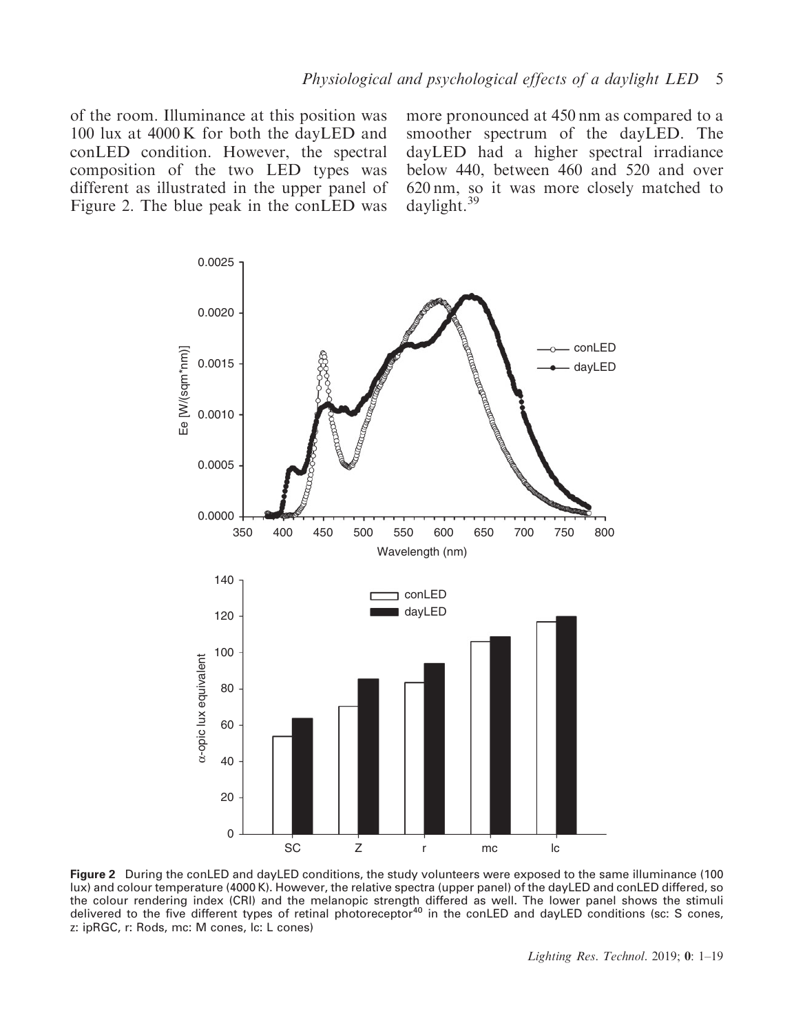of the room. Illuminance at this position was 100 lux at 4000 K for both the dayLED and conLED condition. However, the spectral composition of the two LED types was different as illustrated in the upper panel of Figure 2. The blue peak in the conLED was more pronounced at 450 nm as compared to a smoother spectrum of the dayLED. The dayLED had a higher spectral irradiance below 440, between 460 and 520 and over 620 nm, so it was more closely matched to daylight.[39]

**Figure 2** During the conLED and dayLED conditions, the study volunteers were exposed to the same illuminance (100 lux) and colour temperature (4000 K). However, the relative spectra (upper panel) of the dayLED and conLED differed, so the colour rendering index (CRI) and the melanopic strength differed as well. The lower panel shows the stimuli delivered to the five different types of retinal photoreceptor[40] in the conLED and dayLED conditions (sc: S cones, z: ipRGC, r: Rods, mc: M cones, lc: L cones)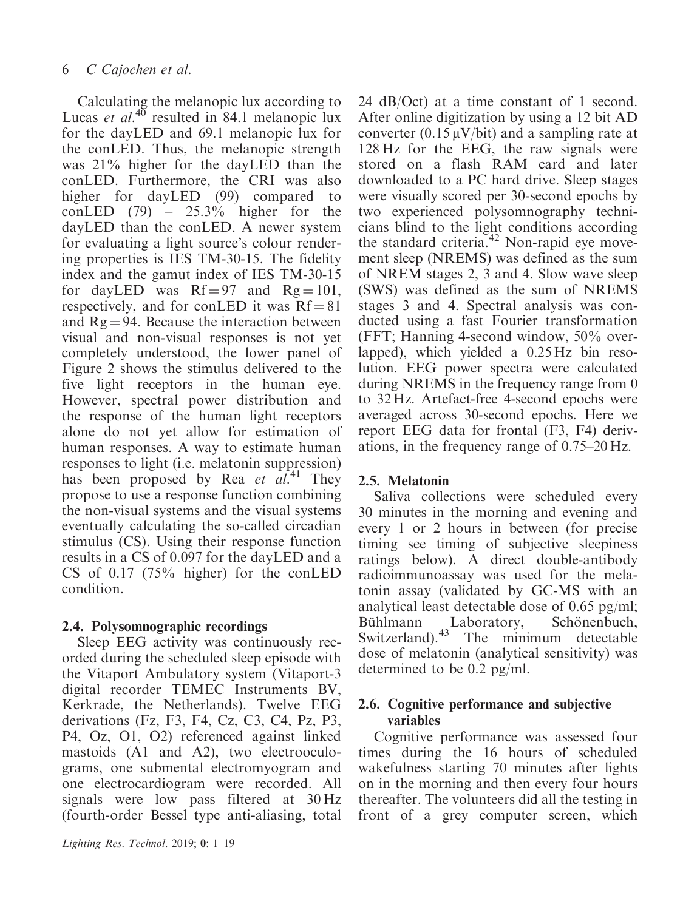Calculating the melanopic lux according to Lucas *et al.*[40] resulted in 84.1 melanopic lux for the dayLED and 69.1 melanopic lux for the conLED. Thus, the melanopic strength was 21% higher for the dayLED than the conLED. Furthermore, the CRI was also higher for dayLED (99) compared to conLED (79) – 25.3% higher for the dayLED than the conLED. A newer system for evaluating a light source's colour rendering properties is IES TM-30-15. The fidelity index and the gamut index of IES TM-30-15 for dayLED was Rf = 97 and Rg = 101, respectively, and for conLED it was Rf = 81 and Rg = 94. Because the interaction between visual and non-visual responses is not yet completely understood, the lower panel of Figure 2 shows the stimulus delivered to the five light receptors in the human eye. However, spectral power distribution and the response of the human light receptors alone do not yet allow for estimation of human responses. A way to estimate human responses to light (i.e. melatonin suppression) has been proposed by Rea *et al.*[41] They propose to use a response function combining the non-visual systems and the visual systems eventually calculating the so-called circadian stimulus (CS). Using their response function results in a CS of 0.097 for the dayLED and a CS of 0.17 (75% higher) for the conLED condition.

## 2.4. Polysomnographic recordings

Sleep EEG activity was continuously recorded during the scheduled sleep episode with the Vitaport Ambulatory system (Vitaport-3 digital recorder TEMEC Instruments BV, Kerkrade, the Netherlands). Twelve EEG derivations (Fz, F3, F4, Cz, C3, C4, Pz, P3, P4, Oz, O1, O2) referenced against linked mastoids (A1 and A2), two electrooculograms, one submental electromyogram and one electrocardiogram were recorded. All signals were low pass filtered at 30 Hz (fourth-order Bessel type anti-aliasing, total 24 dB/Oct) at a time constant of 1 second. After online digitization by using a 12 bit AD converter (0.15 μV/bit) and a sampling rate at 128 Hz for the EEG, the raw signals were stored on a flash RAM card and later downloaded to a PC hard drive. Sleep stages were visually scored per 30-second epochs by two experienced polysomnography technicians blind to the light conditions according the standard criteria.[42] Non-rapid eye movement sleep (NREMS) was defined as the sum of NREM stages 2, 3 and 4. Slow wave sleep (SWS) was defined as the sum of NREMS stages 3 and 4. Spectral analysis was conducted using a fast Fourier transformation (FFT; Hanning 4-second window, 50% overlapped), which yielded a 0.25 Hz bin resolution. EEG power spectra were calculated during NREMS in the frequency range from 0 to 32 Hz. Artefact-free 4-second epochs were averaged across 30-second epochs. Here we report EEG data for frontal (F3, F4) derivations, in the frequency range of 0.75–20 Hz.

## 2.5. Melatonin

Saliva collections were scheduled every 30 minutes in the morning and evening and every 1 or 2 hours in between (for precise timing see timing of subjective sleepiness ratings below). A direct double-antibody radioimmunoassay was used for the melatonin assay (validated by GC-MS with an analytical least detectable dose of 0.65 pg/ml; Bühlmann Laboratory, Schönenbuch, Switzerland).[43] The minimum detectable dose of melatonin (analytical sensitivity) was determined to be 0.2 pg/ml.

## 2.6. Cognitive performance and subjective variables

Cognitive performance was assessed four times during the 16 hours of scheduled wakefulness starting 70 minutes after lights on in the morning and then every four hours thereafter. The volunteers did all the testing in front of a grey computer screen, which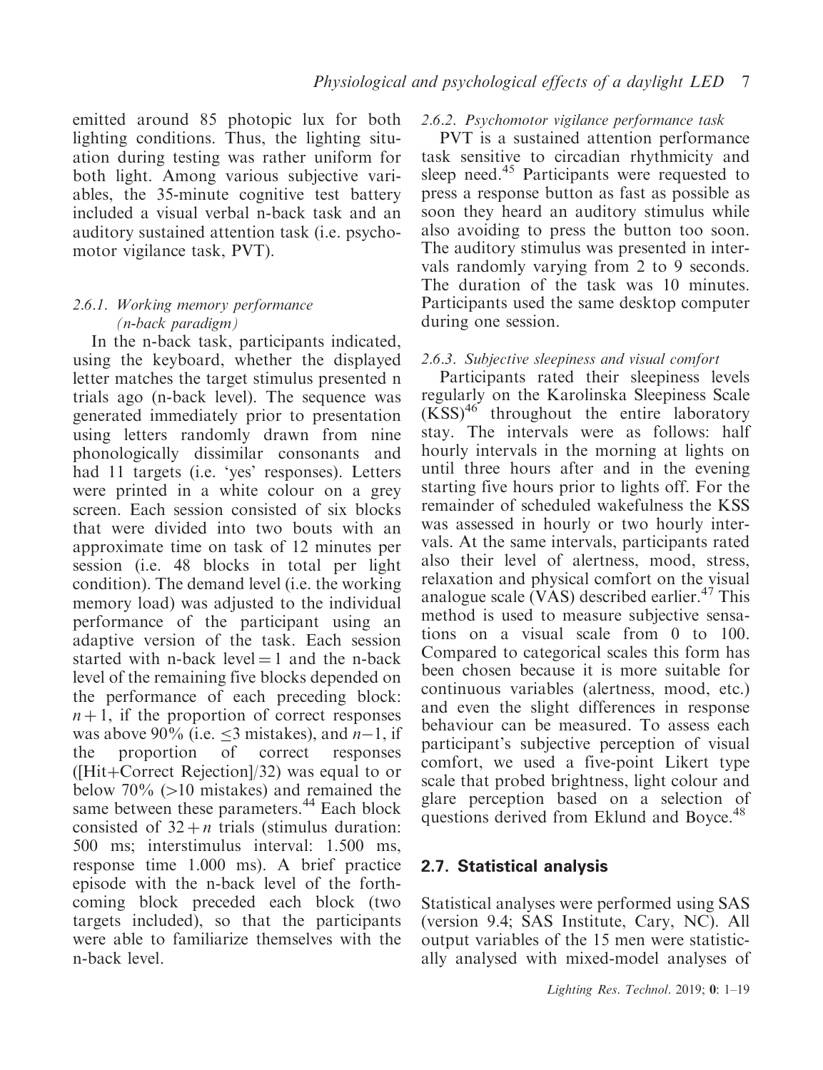emitted around 85 photopic lux for both lighting conditions. Thus, the lighting situation during testing was rather uniform for both light. Among various subjective variables, the 35-minute cognitive test battery included a visual verbal n-back task and an auditory sustained attention task (i.e. psychomotor vigilance task, PVT).

#### 2.6.1. Working memory performance (n-back paradigm)

In the n-back task, participants indicated, using the keyboard, whether the displayed letter matches the target stimulus presented n trials ago (n-back level). The sequence was generated immediately prior to presentation using letters randomly drawn from nine phonologically dissimilar consonants and had 11 targets (i.e. 'yes' responses). Letters were printed in a white colour on a grey screen. Each session consisted of six blocks that were divided into two bouts with an approximate time on task of 12 minutes per session (i.e. 48 blocks in total per light condition). The demand level (i.e. the working memory load) was adjusted to the individual performance of the participant using an adaptive version of the task. Each session started with n-back level = 1 and the n-back level of the remaining five blocks depended on the performance of each preceding block: $n+1$, if the proportion of correct responses was above 90% (i.e. $\leq 3$ mistakes), and $n-1$, if the proportion of correct responses ([Hit+Correct Rejection]/32) was equal to or below 70% (>10 mistakes) and remained the same between these parameters.[44] Each block consisted of $32+n$ trials (stimulus duration: 500 ms; interstimulus interval: 1.500 ms, response time 1.000 ms). A brief practice episode with the n-back level of the forthcoming block preceded each block (two targets included), so that the participants were able to familiarize themselves with the n-back level.

#### 2.6.2. Psychomotor vigilance performance task

PVT is a sustained attention performance task sensitive to circadian rhythmicity and sleep need.[45] Participants were requested to press a response button as fast as possible as soon they heard an auditory stimulus while also avoiding to press the button too soon. The auditory stimulus was presented in intervals randomly varying from 2 to 9 seconds. The duration of the task was 10 minutes. Participants used the same desktop computer during one session.

#### 2.6.3. Subjective sleepiness and visual comfort

Participants rated their sleepiness levels regularly on the Karolinska Sleepiness Scale (KSS)[46] throughout the entire laboratory stay. The intervals were as follows: half hourly intervals in the morning at lights on until three hours after and in the evening starting five hours prior to lights off. For the remainder of scheduled wakefulness the KSS was assessed in hourly or two hourly intervals. At the same intervals, participants rated also their level of alertness, mood, stress, relaxation and physical comfort on the visual analogue scale (VAS) described earlier.[47] This method is used to measure subjective sensations on a visual scale from 0 to 100. Compared to categorical scales this form has been chosen because it is more suitable for continuous variables (alertness, mood, etc.) and even the slight differences in response behaviour can be measured. To assess each participant's subjective perception of visual comfort, we used a five-point Likert type scale that probed brightness, light colour and glare perception based on a selection of questions derived from Eklund and Boyce.[48]

### 2.7. Statistical analysis

Statistical analyses were performed using SAS (version 9.4; SAS Institute, Cary, NC). All output variables of the 15 men were statistically analysed with mixed-model analyses of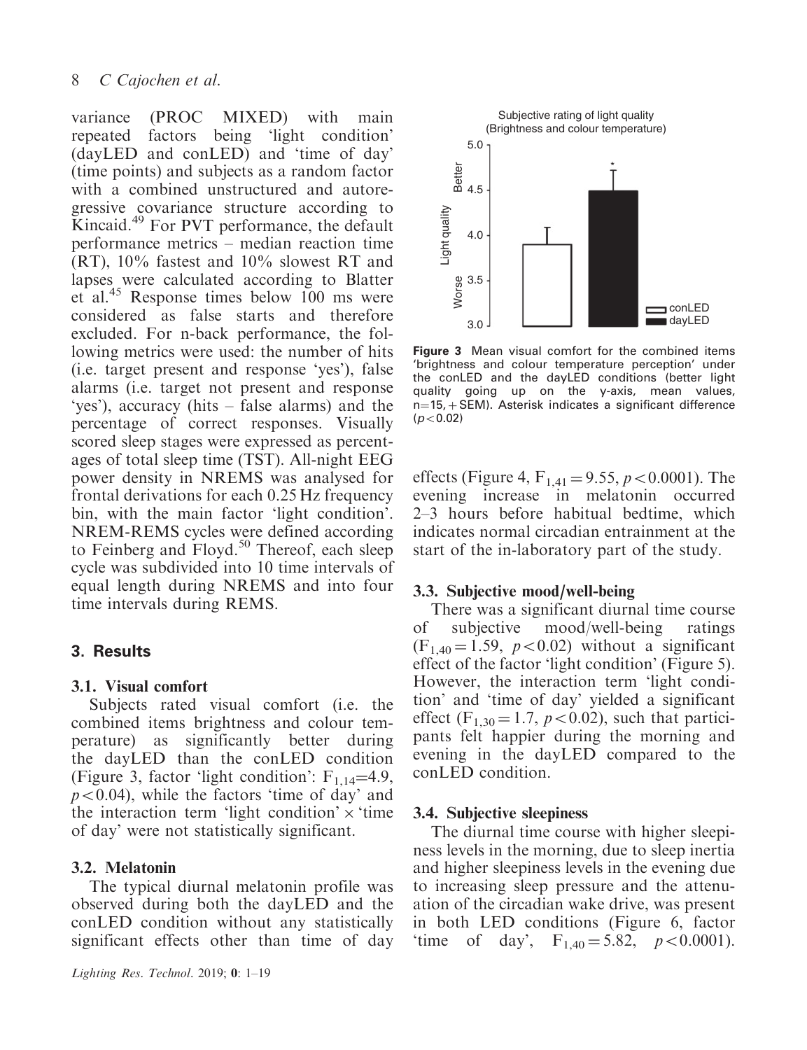variance (PROC MIXED) with main repeated factors being 'light condition' (dayLED and conLED) and 'time of day' (time points) and subjects as a random factor with a combined unstructured and autoregressive covariance structure according to Kincaid.[49] For PVT performance, the default performance metrics – median reaction time (RT), 10% fastest and 10% slowest RT and lapses were calculated according to Blatter et al.[45] Response times below 100 ms were considered as false starts and therefore excluded. For n-back performance, the following metrics were used: the number of hits (i.e. target present and response 'yes'), false alarms (i.e. target not present and response 'yes'), accuracy (hits – false alarms) and the percentage of correct responses. Visually scored sleep stages were expressed as percentages of total sleep time (TST). All-night EEG power density in NREMS was analysed for frontal derivations for each 0.25 Hz frequency bin, with the main factor 'light condition'. NREM-REMS cycles were defined according to Feinberg and Floyd.[50] Thereof, each sleep cycle was subdivided into 10 time intervals of equal length during NREMS and into four time intervals during REMS.

## 3. Results

### 3.1. Visual comfort

Subjects rated visual comfort (i.e. the combined items brightness and colour temperature) as significantly better during the dayLED than the conLED condition (Figure 3, factor 'light condition': $F_{1,14}=4.9$, $p<0.04$), while the factors 'time of day' and the interaction term 'light condition' × 'time of day' were not statistically significant.

**Figure 3** Mean visual comfort for the combined items 'brightness and colour temperature perception' under the conLED and the dayLED conditions (better light quality going up on the y-axis, mean values, n=15, + SEM). Asterisk indicates a significant difference ($p<0.02$)

### 3.2. Melatonin

The typical diurnal melatonin profile was observed during both the dayLED and the conLED condition without any statistically significant effects other than time of day effects (Figure 4, $F_{1,41}=9.55$, $p<0.0001$). The evening increase in melatonin occurred 2–3 hours before habitual bedtime, which indicates normal circadian entrainment at the start of the in-laboratory part of the study.

### 3.3. Subjective mood/well-being

There was a significant diurnal time course of subjective mood/well-being ratings ($F_{1,40}=1.59$, $p<0.02$) without a significant effect of the factor 'light condition' (Figure 5). However, the interaction term 'light condition' and 'time of day' yielded a significant effect ($F_{1,30}=1.7$, $p<0.02$), such that participants felt happier during the morning and evening in the dayLED compared to the conLED condition.

### 3.4. Subjective sleepiness

The diurnal time course with higher sleepiness levels in the morning, due to sleep inertia and higher sleepiness levels in the evening due to increasing sleep pressure and the attenuation of the circadian wake drive, was present in both LED conditions (Figure 6, factor 'time of day', $F_{1,40}=5.82$, $p<0.0001$).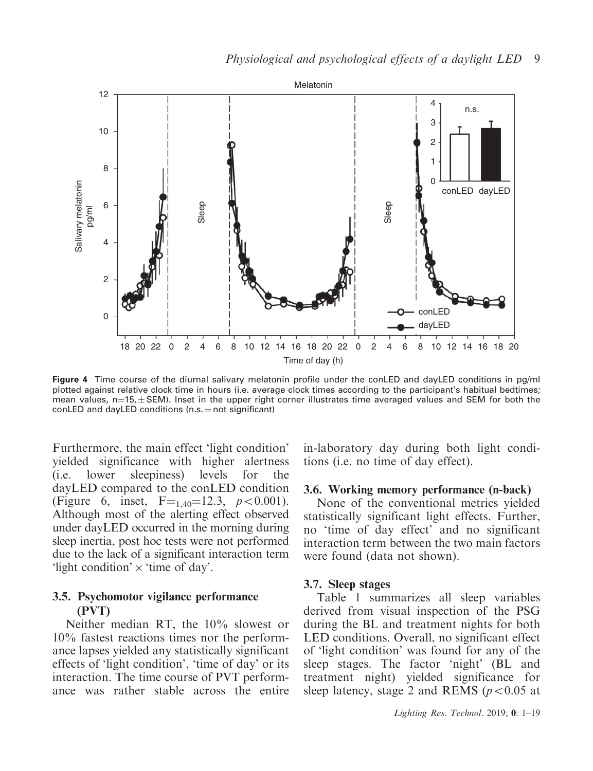**Figure 4** Time course of the diurnal salivary melatonin profile under the conLED and dayLED conditions in pg/ml plotted against relative clock time in hours (i.e. average clock times according to the participant's habitual bedtimes; mean values, n=15, ± SEM). Inset in the upper right corner illustrates time averaged values and SEM for both the conLED and dayLED conditions (n.s. = not significant)

Furthermore, the main effect 'light condition' yielded significance with higher alertness (i.e. lower sleepiness) levels for the dayLED compared to the conLED condition (Figure 6, inset, $F_{1,40}=12.3$, $p<0.001$). Although most of the alerting effect observed under dayLED occurred in the morning during sleep inertia, post hoc tests were not performed due to the lack of a significant interaction term 'light condition' × 'time of day'.

### 3.5. Psychomotor vigilance performance (PVT)

Neither median RT, the 10% slowest or 10% fastest reactions times nor the performance lapses yielded any statistically significant effects of 'light condition', 'time of day' or its interaction. The time course of PVT performance was rather stable across the entire in-laboratory day during both light conditions (i.e. no time of day effect).

### 3.6. Working memory performance (n-back)

None of the conventional metrics yielded statistically significant light effects. Further, no 'time of day effect' and no significant interaction term between the two main factors were found (data not shown).

### 3.7. Sleep stages

Table 1 summarizes all sleep variables derived from visual inspection of the PSG during the BL and treatment nights for both LED conditions. Overall, no significant effect of 'light condition' was found for any of the sleep stages. The factor 'night' (BL and treatment night) yielded significance for sleep latency, stage 2 and REMS ($p<0.05$ at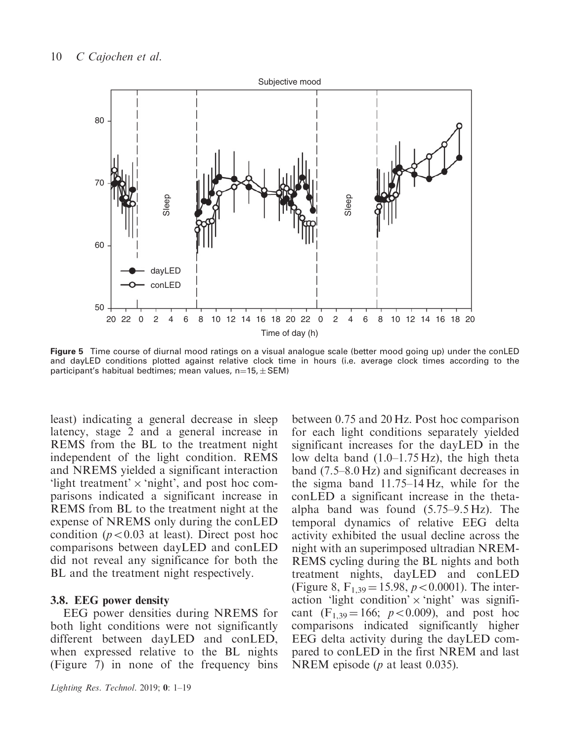Figure 5 Time course of diurnal mood ratings on a visual analogue scale (better mood going up) under the conLED and dayLED conditions plotted against relative clock time in hours (i.e. average clock times according to the participant's habitual bedtimes; mean values, n=15, ± SEM)

least) indicating a general decrease in sleep latency, stage 2 and a general increase in REMS from the BL to the treatment night independent of the light condition. REMS and NREMS yielded a significant interaction 'light treatment' × 'night', and post hoc comparisons indicated a significant increase in REMS from BL to the treatment night at the expense of NREMS only during the conLED condition ($p < 0.03$ at least). Direct post hoc comparisons between dayLED and conLED did not reveal any significance for both the BL and the treatment night respectively.

### 3.8. EEG power density

EEG power densities during NREMS for both light conditions were not significantly different between dayLED and conLED, when expressed relative to the BL nights (Figure 7) in none of the frequency bins between 0.75 and 20 Hz. Post hoc comparison for each light conditions separately yielded significant increases for the dayLED in the low delta band (1.0–1.75 Hz), the high theta band (7.5–8.0 Hz) and significant decreases in the sigma band 11.75–14 Hz, while for the conLED a significant increase in the theta-alpha band was found (5.75–9.5 Hz). The temporal dynamics of relative EEG delta activity exhibited the usual decline across the night with an superimposed ultradian NREM-REMS cycling during the BL nights and both treatment nights, dayLED and conLED (Figure 8, $F_{1,39} = 15.98$, $p < 0.0001$). The interaction 'light condition' × 'night' was significant ($F_{1,39} = 166$; $p < 0.009$), and post hoc comparisons indicated significantly higher EEG delta activity during the dayLED compared to conLED in the first NREM and last NREM episode ($p$ at least 0.035).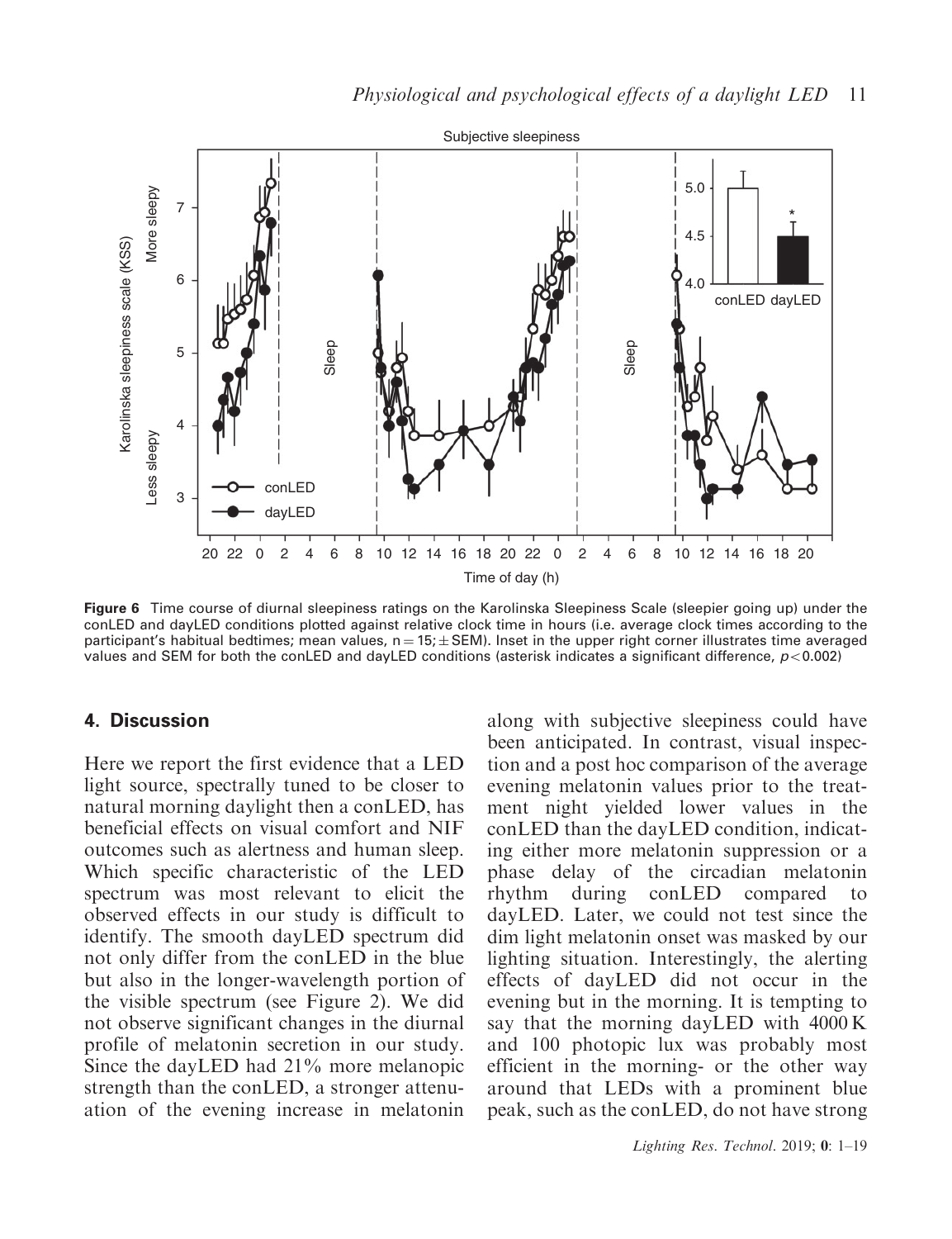Figure 6 Time course of diurnal sleepiness ratings on the Karolinska Sleepiness Scale (sleepier going up) under the conLED and dayLED conditions plotted against relative clock time in hours (i.e. average clock times according to the participant's habitual bedtimes; mean values, n = 15; ± SEM). Inset in the upper right corner illustrates time averaged values and SEM for both the conLED and dayLED conditions (asterisk indicates a significant difference, $p < 0.002$)

## 4. Discussion

Here we report the first evidence that a LED light source, spectrally tuned to be closer to natural morning daylight then a conLED, has beneficial effects on visual comfort and NIF outcomes such as alertness and human sleep. Which specific characteristic of the LED spectrum was most relevant to elicit the observed effects in our study is difficult to identify. The smooth dayLED spectrum did not only differ from the conLED in the blue but also in the longer-wavelength portion of the visible spectrum (see Figure 2). We did not observe significant changes in the diurnal profile of melatonin secretion in our study. Since the dayLED had 21% more melanopic strength than the conLED, a stronger attenuation of the evening increase in melatonin along with subjective sleepiness could have been anticipated. In contrast, visual inspection and a post hoc comparison of the average evening melatonin values prior to the treatment night yielded lower values in the conLED than the dayLED condition, indicating either more melatonin suppression or a phase delay of the circadian melatonin rhythm during conLED compared to dayLED. Later, we could not test since the dim light melatonin onset was masked by our lighting situation. Interestingly, the alerting effects of dayLED did not occur in the evening but in the morning. It is tempting to say that the morning dayLED with 4000 K and 100 photopic lux was probably most efficient in the morning- or the other way around that LEDs with a prominent blue peak, such as the conLED, do not have strong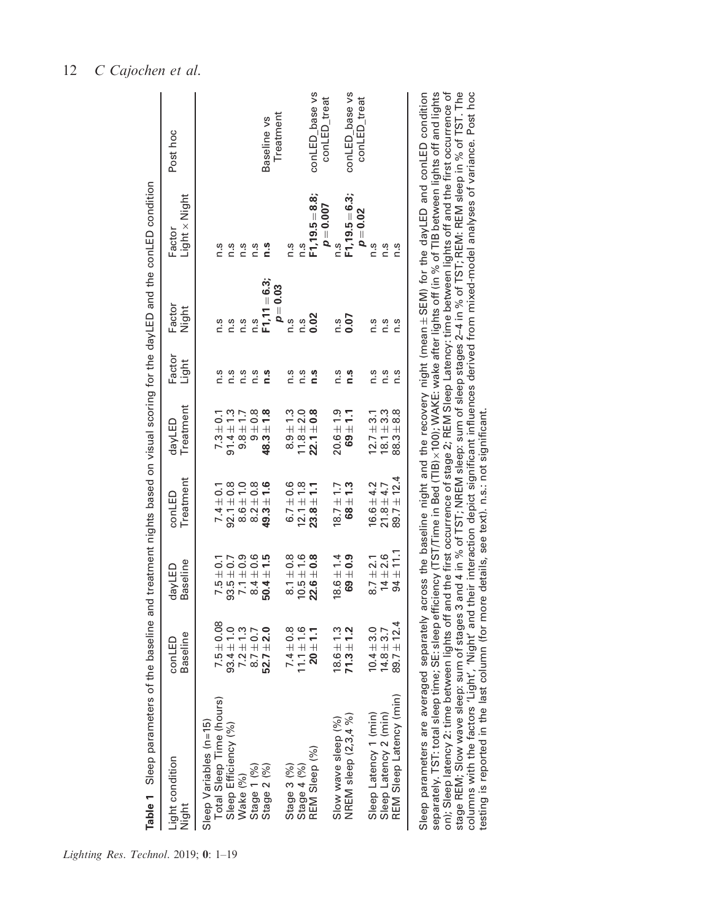**Table 1** Sleep parameters of the baseline and treatment nights based on visual scoring for the dayLED and the conLED condition

| Light condition Night | conLED Baseline | dayLED Baseline | conLED Treatment | dayLED Treatment | Factor Light | Factor Night | Factor Light × Night | Post hoc |
|---|---|---|---|---|---|---|---|---|
| Sleep Variables (n=15) | | | | | | | | |
| Total Sleep Time (hours) | 7.5 ± 0.08 | 7.5 ± 0.1 | 7.4 ± 0.1 | 7.3 ± 0.1 | n.s | n.s | n.s | |
| Sleep Efficiency (%) | 93.4 ± 1.0 | 93.5 ± 0.7 | 92.1 ± 0.8 | 91.4 ± 1.3 | n.s | n.s | n.s | |
| Wake (%) | 7.2 ± 1.3 | 7.1 ± 0.9 | 8.6 ± 1.0 | 9.8 ± 1.7 | n.s | n.s | n.s | |
| Stage 1 (%) | 8.7 ± 0.7 | 8.4 ± 0.6 | 8.2 ± 0.8 | 9 ± 0.8 | n.s | n.s | n.s | |
| Stage 2 (%) | **52.7 ± 2.0** | **50.4 ± 1.5** | **49.3 ± 1.6** | **48.3 ± 1.8** | **n.s** | **$F_{1,11} = 6.3$; $p = 0.03$** | **n.s** | Baseline vs Treatment |
| Stage 3 (%) | 7.4 ± 0.8 | 8.1 ± 0.8 | 6.7 ± 0.6 | 8.9 ± 1.3 | n.s | n.s | n.s | |
| Stage 4 (%) | 11.1 ± 1.6 | 10.5 ± 1.6 | 12.1 ± 1.8 | 11.8 ± 2.0 | n.s | n.s | n.s | |
| REM Sleep (%) | **20 ± 1.1** | **22.6 ± 0.8** | **23.8 ± 1.1** | **22.1 ± 0.8** | **n.s** | **0.02** | **$F_{1,19.5} = 8.8$; $p = 0.007$** | conLED_base vs conLED_treat |
| Slow wave sleep (%) | 18.6 ± 1.3 | 18.6 ± 1.4 | 18.7 ± 1.7 | 20.6 ± 1.9 | n.s | n.s | n.s | |
| NREM sleep (2,3,4 %) | **71.3 ± 1.2** | **69 ± 0.9** | **68 ± 1.3** | **69 ± 1.1** | **n.s** | **0.07** | **$F_{1,19.5} = 6.3$; $p = 0.02$** | conLED_base vs conLED_treat |
| Sleep Latency 1 (min) | 10.4 ± 3.0 | 8.7 ± 2.1 | 16.6 ± 4.2 | 12.7 ± 3.1 | n.s | n.s | n.s | |
| Sleep Latency 2 (min) | 14.8 ± 3.7 | 14 ± 2.6 | 21.8 ± 4.7 | 18.1 ± 3.3 | n.s | n.s | n.s | |
| REM Sleep Latency (min) | 89.7 ± 12.4 | 94 ± 11.1 | 89.7 ± 12.4 | 88.3 ± 8.8 | n.s | n.s | n.s | |

Sleep parameters are averaged separately across the baseline night and the recovery night (mean ± SEM) for the dayLED and conLED condition separately. TST: total sleep time; SE: sleep efficiency (TST/Time in Bed (TIB) × 100); WAKE: wake after lights off (in % of TIB between lights off and lights on); Sleep latency 2: time between lights off and the first occurrence of stage 2; REM Sleep Latency: time between lights off and the first occurrence of stage REM; Slow wave sleep: sum of stages 3 and 4 in % of TST; NREM sleep: sum of sleep stages 2–4 in % of TST; REM: REM sleep in % of TST. The columns with the factors 'Light', 'Night' and their interaction depict significant influences derived from mixed-model analyses of variance. Post hoc testing is reported in the last column (for more details, see text). n.s.: not significant.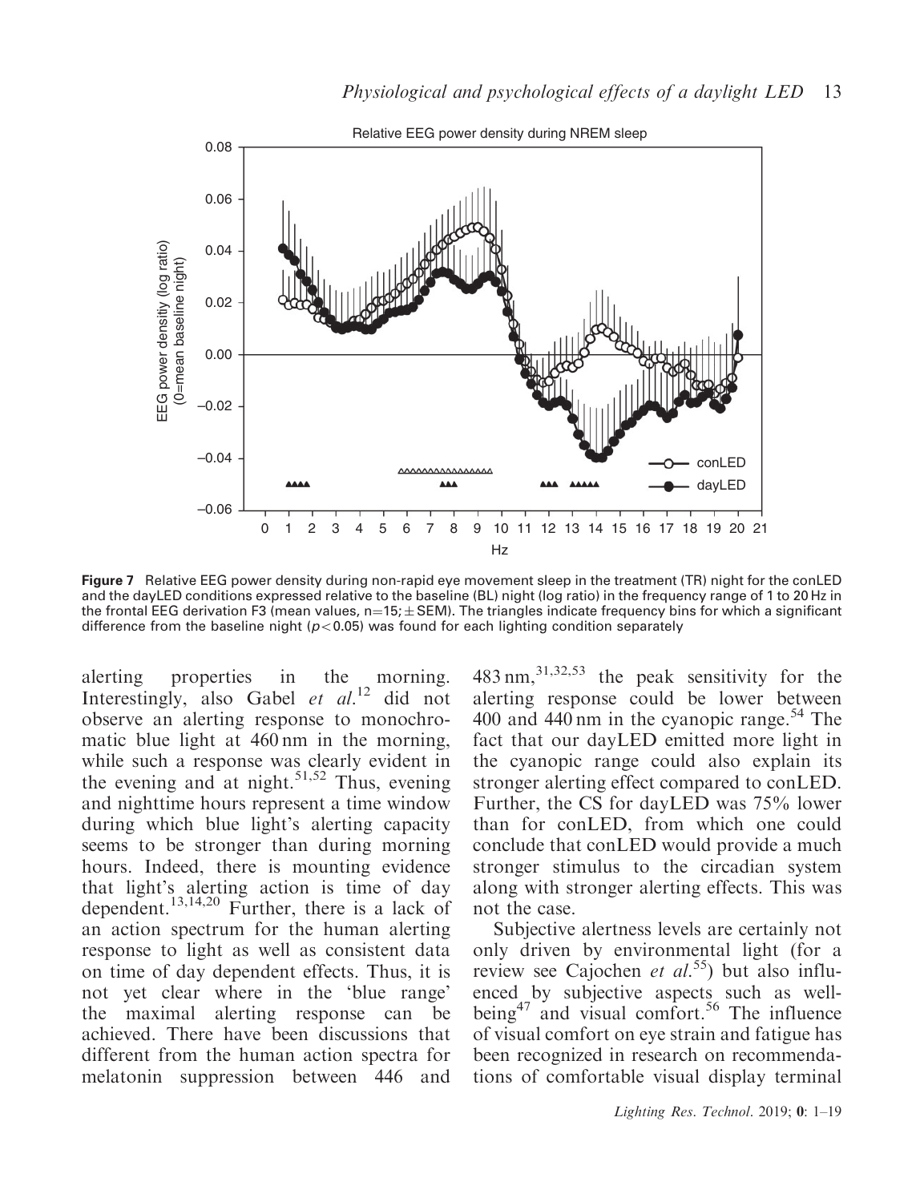Figure 7 Relative EEG power density during non-rapid eye movement sleep in the treatment (TR) night for the conLED and the dayLED conditions expressed relative to the baseline (BL) night (log ratio) in the frequency range of 1 to 20 Hz in the frontal EEG derivation F3 (mean values, n=15; ± SEM). The triangles indicate frequency bins for which a significant difference from the baseline night ($p < 0.05$) was found for each lighting condition separately

alerting properties in the morning. Interestingly, also Gabel *et al.*[12] did not observe an alerting response to monochromatic blue light at 460 nm in the morning, while such a response was clearly evident in the evening and at night.[51,52] Thus, evening and nighttime hours represent a time window during which blue light's alerting capacity seems to be stronger than during morning hours. Indeed, there is mounting evidence that light's alerting action is time of day dependent.[13,14,20] Further, there is a lack of an action spectrum for the human alerting response to light as well as consistent data on time of day dependent effects. Thus, it is not yet clear where in the 'blue range' the maximal alerting response can be achieved. There have been discussions that different from the human action spectra for melatonin suppression between 446 and 483 nm,[31,32,53] the peak sensitivity for the alerting response could be lower between 400 and 440 nm in the cyanopic range.[54] The fact that our dayLED emitted more light in the cyanopic range could also explain its stronger alerting effect compared to conLED. Further, the CS for dayLED was 75% lower than for conLED, from which one could conclude that conLED would provide a much stronger stimulus to the circadian system along with stronger alerting effects. This was not the case.

Subjective alertness levels are certainly not only driven by environmental light (for a review see Cajochen *et al.*[55]) but also influenced by subjective aspects such as well-being[47] and visual comfort.[56] The influence of visual comfort on eye strain and fatigue has been recognized in research on recommendations of comfortable visual display terminal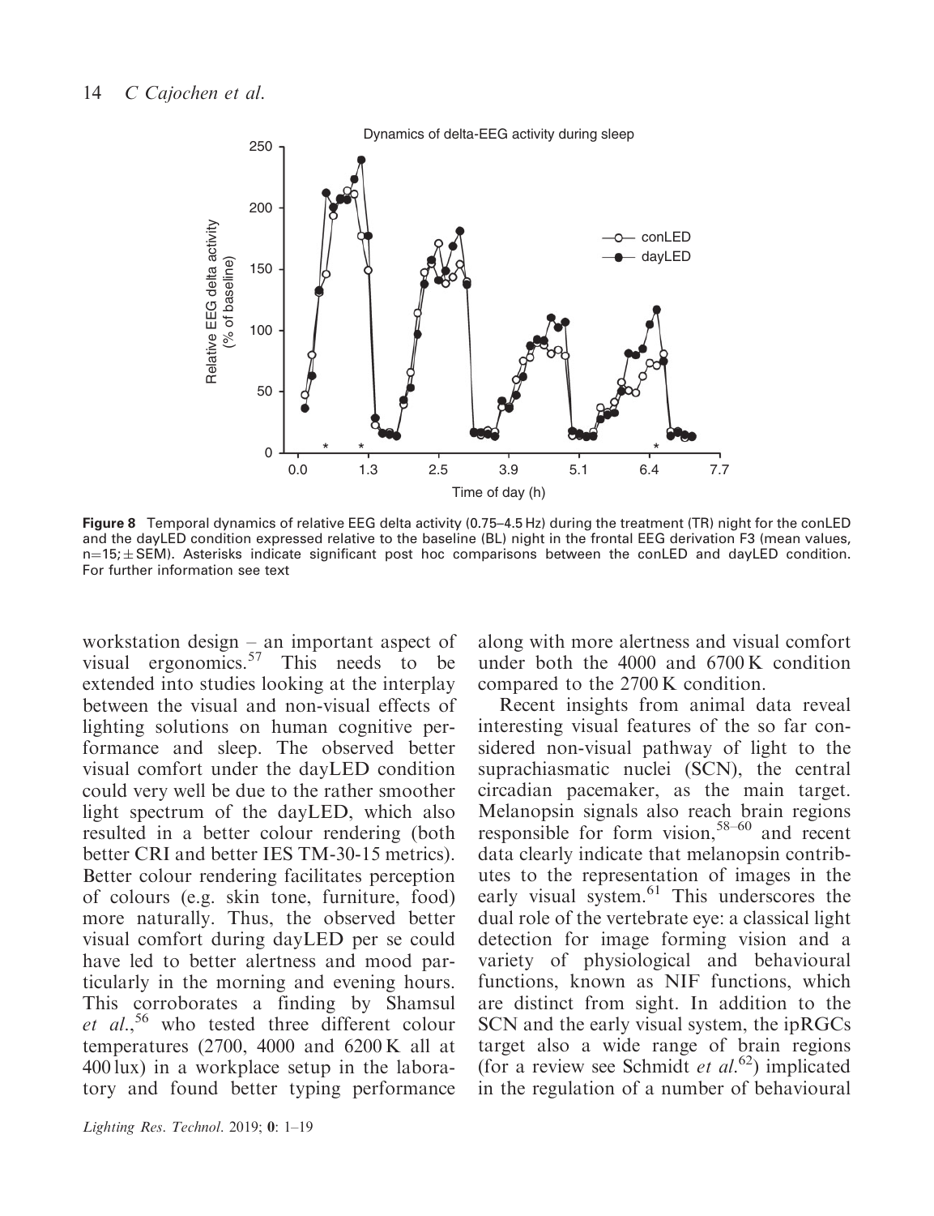**Figure 8** Temporal dynamics of relative EEG delta activity (0.75–4.5 Hz) during the treatment (TR) night for the conLED and the dayLED condition expressed relative to the baseline (BL) night in the frontal EEG derivation F3 (mean values, n=15; ± SEM). Asterisks indicate significant post hoc comparisons between the conLED and dayLED condition. For further information see text

workstation design – an important aspect of visual ergonomics.[57] This needs to be extended into studies looking at the interplay between the visual and non-visual effects of lighting solutions on human cognitive performance and sleep. The observed better visual comfort under the dayLED condition could very well be due to the rather smoother light spectrum of the dayLED, which also resulted in a better colour rendering (both better CRI and better IES TM-30-15 metrics). Better colour rendering facilitates perception of colours (e.g. skin tone, furniture, food) more naturally. Thus, the observed better visual comfort during dayLED per se could have led to better alertness and mood particularly in the morning and evening hours. This corroborates a finding by Shamsul *et al.*,[56] who tested three different colour temperatures (2700, 4000 and 6200 K all at 400 lux) in a workplace setup in the laboratory and found better typing performance along with more alertness and visual comfort under both the 4000 and 6700 K condition compared to the 2700 K condition.

Recent insights from animal data reveal interesting visual features of the so far considered non-visual pathway of light to the suprachiasmatic nuclei (SCN), the central circadian pacemaker, as the main target. Melanopsin signals also reach brain regions responsible for form vision,[58–60] and recent data clearly indicate that melanopsin contributes to the representation of images in the early visual system.[61] This underscores the dual role of the vertebrate eye: a classical light detection for image forming vision and a variety of physiological and behavioural functions, known as NIF functions, which are distinct from sight. In addition to the SCN and the early visual system, the ipRGCs target also a wide range of brain regions (for a review see Schmidt *et al.*[62]) implicated in the regulation of a number of behavioural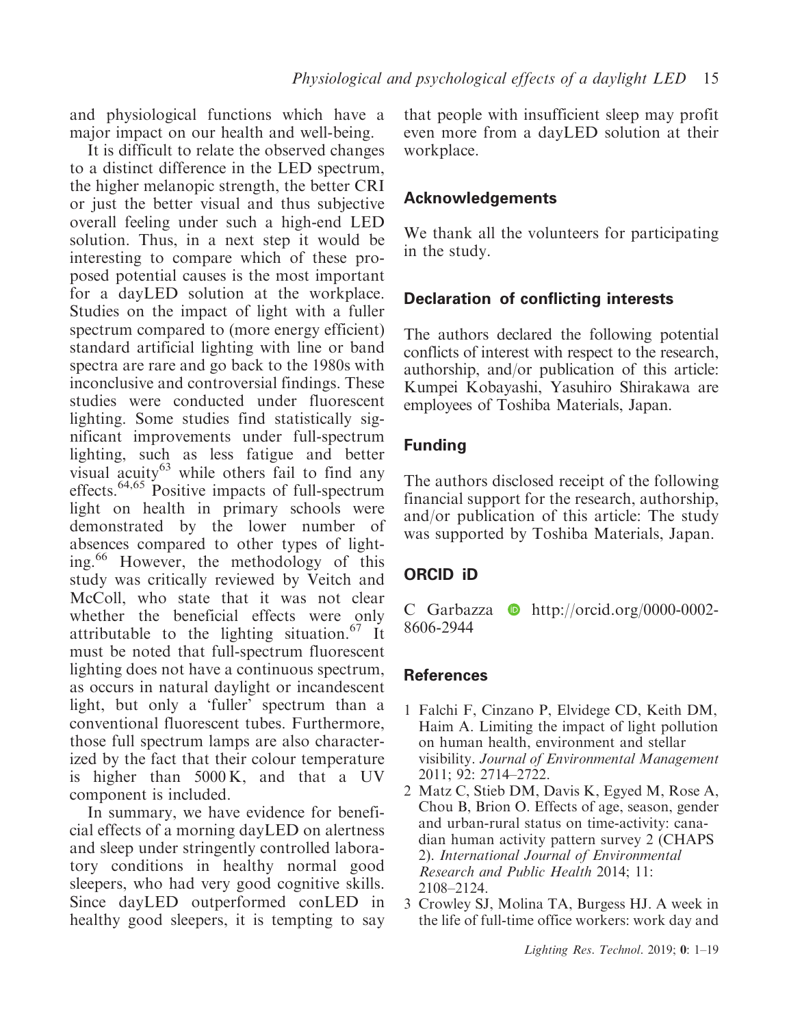and physiological functions which have a major impact on our health and well-being.

It is difficult to relate the observed changes to a distinct difference in the LED spectrum, the higher melanopic strength, the better CRI or just the better visual and thus subjective overall feeling under such a high-end LED solution. Thus, in a next step it would be interesting to compare which of these proposed potential causes is the most important for a dayLED solution at the workplace. Studies on the impact of light with a fuller spectrum compared to (more energy efficient) standard artificial lighting with line or band spectra are rare and go back to the 1980s with inconclusive and controversial findings. These studies were conducted under fluorescent lighting. Some studies find statistically significant improvements under full-spectrum lighting, such as less fatigue and better visual acuity[63] while others fail to find any effects.[64,65] Positive impacts of full-spectrum light on health in primary schools were demonstrated by the lower number of absences compared to other types of lighting.[66] However, the methodology of this study was critically reviewed by Veitch and McColl, who state that it was not clear whether the beneficial effects were only attributable to the lighting situation.[67] It must be noted that full-spectrum fluorescent lighting does not have a continuous spectrum, as occurs in natural daylight or incandescent light, but only a 'fuller' spectrum than a conventional fluorescent tubes. Furthermore, those full spectrum lamps are also characterized by the fact that their colour temperature is higher than 5000 K, and that a UV component is included.

In summary, we have evidence for beneficial effects of a morning dayLED on alertness and sleep under stringently controlled laboratory conditions in healthy normal good sleepers, who had very good cognitive skills. Since dayLED outperformed conLED in healthy good sleepers, it is tempting to say that people with insufficient sleep may profit even more from a dayLED solution at their workplace.

## Acknowledgements

We thank all the volunteers for participating in the study.

## Declaration of conflicting interests

The authors declared the following potential conflicts of interest with respect to the research, authorship, and/or publication of this article: Kumpei Kobayashi, Yasuhiro Shirakawa are employees of Toshiba Materials, Japan.

## Funding

The authors disclosed receipt of the following financial support for the research, authorship, and/or publication of this article: The study was supported by Toshiba Materials, Japan.

## ORCID iD

C Garbazza http://orcid.org/0000-0002-8606-2944

## References

1 Falchi F, Cinzano P, Elvidege CD, Keith DM, Haim A. Limiting the impact of light pollution on human health, environment and stellar visibility. *Journal of Environmental Management* 2011; 92: 2714–2722.

2 Matz C, Stieb DM, Davis K, Egyed M, Rose A, Chou B, Brion O. Effects of age, season, gender and urban-rural status on time-activity: canadian human activity pattern survey 2 (CHAPS 2). *International Journal of Environmental Research and Public Health* 2014; 11: 2108–2124.

3 Crowley SJ, Molina TA, Burgess HJ. A week in the life of full-time office workers: work day and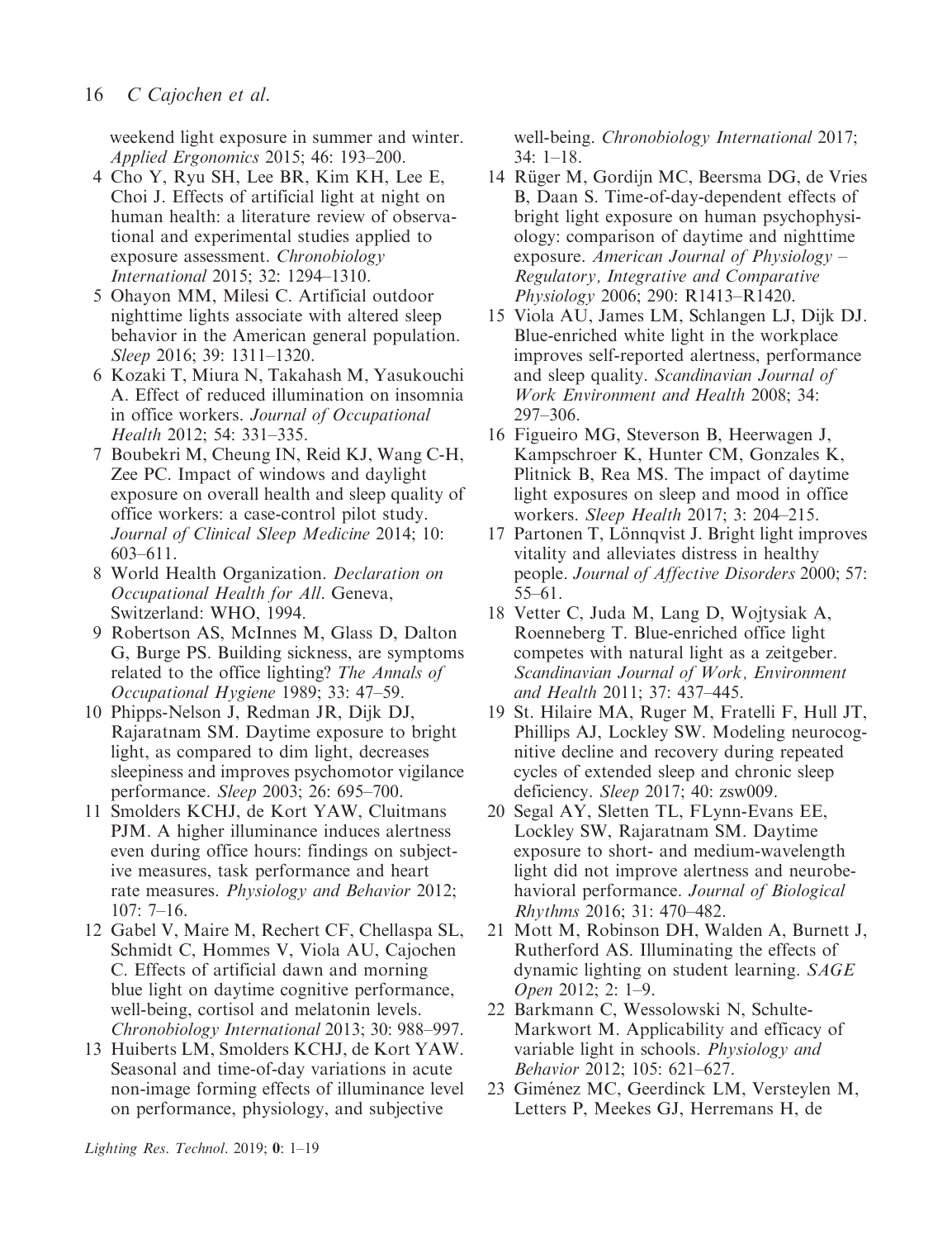weekend light exposure in summer and winter. *Applied Ergonomics* 2015; 46: 193–200.

4 Cho Y, Ryu SH, Lee BR, Kim KH, Lee E, Choi J. Effects of artificial light at night on human health: a literature review of observational and experimental studies applied to exposure assessment. *Chronobiology International* 2015; 32: 1294–1310.

5 Ohayon MM, Milesi C. Artificial outdoor nighttime lights associate with altered sleep behavior in the American general population. *Sleep* 2016; 39: 1311–1320.

6 Kozaki T, Miura N, Takahash M, Yasukouchi A. Effect of reduced illumination on insomnia in office workers. *Journal of Occupational Health* 2012; 54: 331–335.

7 Boubekri M, Cheung IN, Reid KJ, Wang C-H, Zee PC. Impact of windows and daylight exposure on overall health and sleep quality of office workers: a case-control pilot study. *Journal of Clinical Sleep Medicine* 2014; 10: 603–611.

8 World Health Organization. *Declaration on Occupational Health for All*. Geneva, Switzerland: WHO, 1994.

9 Robertson AS, McInnes M, Glass D, Dalton G, Burge PS. Building sickness, are symptoms related to the office lighting? *The Annals of Occupational Hygiene* 1989; 33: 47–59.

10 Phipps-Nelson J, Redman JR, Dijk DJ, Rajaratnam SM. Daytime exposure to bright light, as compared to dim light, decreases sleepiness and improves psychomotor vigilance performance. *Sleep* 2003; 26: 695–700.

11 Smolders KCHJ, de Kort YAW, Cluitmans PJM. A higher illuminance induces alertness even during office hours: findings on subjective measures, task performance and heart rate measures. *Physiology and Behavior* 2012; 107: 7–16.

12 Gabel V, Maire M, Rechert CF, Chellaspa SL, Schmidt C, Hommes V, Viola AU, Cajochen C. Effects of artificial dawn and morning blue light on daytime cognitive performance, well-being, cortisol and melatonin levels. *Chronobiology International* 2013; 30: 988–997.

13 Huiberts LM, Smolders KCHJ, de Kort YAW. Seasonal and time-of-day variations in acute non-image forming effects of illuminance level on performance, physiology, and subjective well-being. *Chronobiology International* 2017; 34: 1–18.

14 Rüger M, Gordijn MC, Beersma DG, de Vries B, Daan S. Time-of-day-dependent effects of bright light exposure on human psychophysiology: comparison of daytime and nighttime exposure. *American Journal of Physiology – Regulatory, Integrative and Comparative Physiology* 2006; 290: R1413–R1420.

15 Viola AU, James LM, Schlangen LJ, Dijk DJ. Blue-enriched white light in the workplace improves self-reported alertness, performance and sleep quality. *Scandinavian Journal of Work Environment and Health* 2008; 34: 297–306.

16 Figueiro MG, Steverson B, Heerwagen J, Kampschroer K, Hunter CM, Gonzales K, Plitnick B, Rea MS. The impact of daytime light exposures on sleep and mood in office workers. *Sleep Health* 2017; 3: 204–215.

17 Partonen T, Lönnqvist J. Bright light improves vitality and alleviates distress in healthy people. *Journal of Affective Disorders* 2000; 57: 55–61.

18 Vetter C, Juda M, Lang D, Wojtysiak A, Roenneberg T. Blue-enriched office light competes with natural light as a zeitgeber. *Scandinavian Journal of Work, Environment and Health* 2011; 37: 437–445.

19 St. Hilaire MA, Ruger M, Fratelli F, Hull JT, Phillips AJ, Lockley SW. Modeling neurocognitive decline and recovery during repeated cycles of extended sleep and chronic sleep deficiency. *Sleep* 2017; 40: zsw009.

20 Segal AY, Sletten TL, FLynn-Evans EE, Lockley SW, Rajaratnam SM. Daytime exposure to short- and medium-wavelength light did not improve alertness and neurobehavioral performance. *Journal of Biological Rhythms* 2016; 31: 470–482.

21 Mott M, Robinson DH, Walden A, Burnett J, Rutherford AS. Illuminating the effects of dynamic lighting on student learning. *SAGE Open* 2012; 2: 1–9.

22 Barkmann C, Wessolowski N, Schulte-Markwort M. Applicability and efficacy of variable light in schools. *Physiology and Behavior* 2012; 105: 621–627.

23 Giménez MC, Geerdinck LM, Versteylen M, Letters P, Meekes GJ, Herremans H, de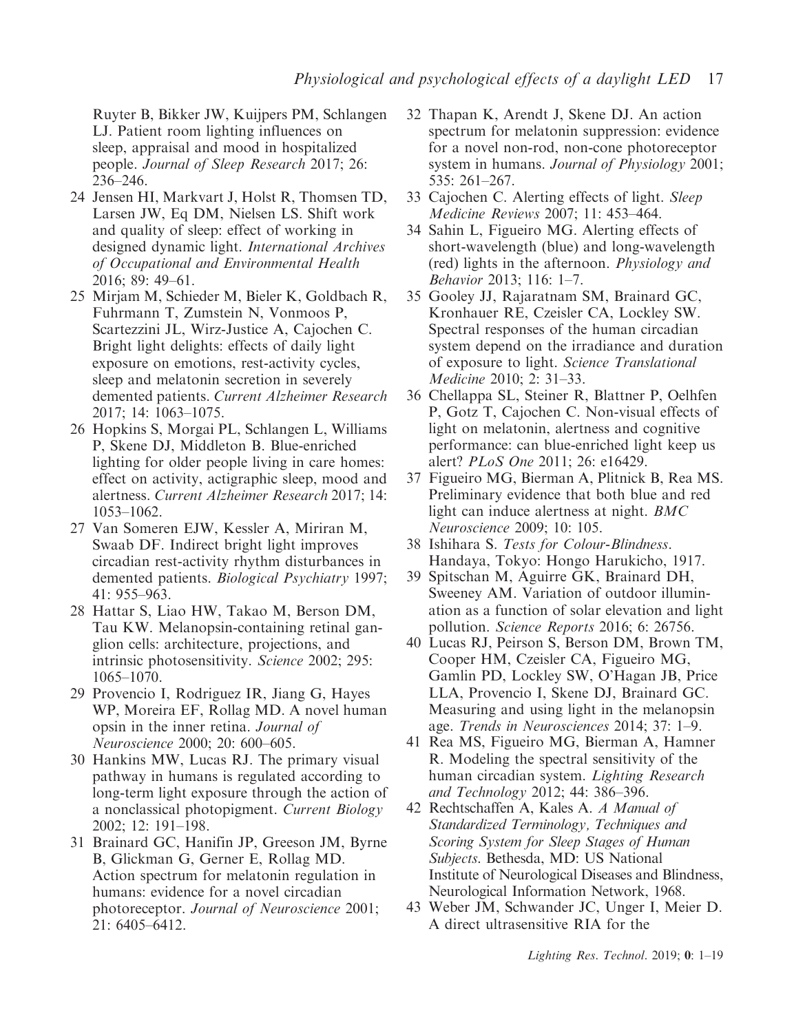Ruyter B, Bikker JW, Kuijpers PM, Schlangen LJ. Patient room lighting influences on sleep, appraisal and mood in hospitalized people. *Journal of Sleep Research* 2017; 26: 236–246.

24 Jensen HI, Markvart J, Holst R, Thomsen TD, Larsen JW, Eq DM, Nielsen LS. Shift work and quality of sleep: effect of working in designed dynamic light. *International Archives of Occupational and Environmental Health* 2016; 89: 49–61.

25 Mirjam M, Schieder M, Bieler K, Goldbach R, Fuhrmann T, Zumstein N, Vonmoos P, Scartezzini JL, Wirz-Justice A, Cajochen C. Bright light delights: effects of daily light exposure on emotions, rest-activity cycles, sleep and melatonin secretion in severely demented patients. *Current Alzheimer Research* 2017; 14: 1063–1075.

26 Hopkins S, Morgai PL, Schlangen L, Williams P, Skene DJ, Middleton B. Blue-enriched lighting for older people living in care homes: effect on activity, actigraphic sleep, mood and alertness. *Current Alzheimer Research* 2017; 14: 1053–1062.

27 Van Someren EJW, Kessler A, Miriran M, Swaab DF. Indirect bright light improves circadian rest-activity rhythm disturbances in demented patients. *Biological Psychiatry* 1997; 41: 955–963.

28 Hattar S, Liao HW, Takao M, Berson DM, Tau KW. Melanopsin-containing retinal ganglion cells: architecture, projections, and intrinsic photosensitivity. *Science* 2002; 295: 1065–1070.

29 Provencio I, Rodriguez IR, Jiang G, Hayes WP, Moreira EF, Rollag MD. A novel human opsin in the inner retina. *Journal of Neuroscience* 2000; 20: 600–605.

30 Hankins MW, Lucas RJ. The primary visual pathway in humans is regulated according to long-term light exposure through the action of a nonclassical photopigment. *Current Biology* 2002; 12: 191–198.

31 Brainard GC, Hanifin JP, Greeson JM, Byrne B, Glickman G, Gerner E, Rollag MD. Action spectrum for melatonin regulation in humans: evidence for a novel circadian photoreceptor. *Journal of Neuroscience* 2001; 21: 6405–6412.

32 Thapan K, Arendt J, Skene DJ. An action spectrum for melatonin suppression: evidence for a novel non-rod, non-cone photoreceptor system in humans. *Journal of Physiology* 2001; 535: 261–267.

33 Cajochen C. Alerting effects of light. *Sleep Medicine Reviews* 2007; 11: 453–464.

34 Sahin L, Figueiro MG. Alerting effects of short-wavelength (blue) and long-wavelength (red) lights in the afternoon. *Physiology and Behavior* 2013; 116: 1–7.

35 Gooley JJ, Rajaratnam SM, Brainard GC, Kronhauer RE, Czeisler CA, Lockley SW. Spectral responses of the human circadian system depend on the irradiance and duration of exposure to light. *Science Translational Medicine* 2010; 2: 31–33.

36 Chellappa SL, Steiner R, Blattner P, Oelhfen P, Gotz T, Cajochen C. Non-visual effects of light on melatonin, alertness and cognitive performance: can blue-enriched light keep us alert? *PLoS One* 2011; 26: e16429.

37 Figueiro MG, Bierman A, Plitnick B, Rea MS. Preliminary evidence that both blue and red light can induce alertness at night. *BMC Neuroscience* 2009; 10: 105.

38 Ishihara S. *Tests for Colour-Blindness*. Handaya, Tokyo: Hongo Harukicho, 1917.

39 Spitschan M, Aguirre GK, Brainard DH, Sweeney AM. Variation of outdoor illumination as a function of solar elevation and light pollution. *Science Reports* 2016; 6: 26756.

40 Lucas RJ, Peirson S, Berson DM, Brown TM, Cooper HM, Czeisler CA, Figueiro MG, Gamlin PD, Lockley SW, O'Hagan JB, Price LLA, Provencio I, Skene DJ, Brainard GC. Measuring and using light in the melanopsin age. *Trends in Neurosciences* 2014; 37: 1–9.

41 Rea MS, Figueiro MG, Bierman A, Hamner R. Modeling the spectral sensitivity of the human circadian system. *Lighting Research and Technology* 2012; 44: 386–396.

42 Rechtschaffen A, Kales A. *A Manual of Standardized Terminology, Techniques and Scoring System for Sleep Stages of Human Subjects*. Bethesda, MD: US National Institute of Neurological Diseases and Blindness, Neurological Information Network, 1968.

43 Weber JM, Schwander JC, Unger I, Meier D. A direct ultrasensitive RIA for the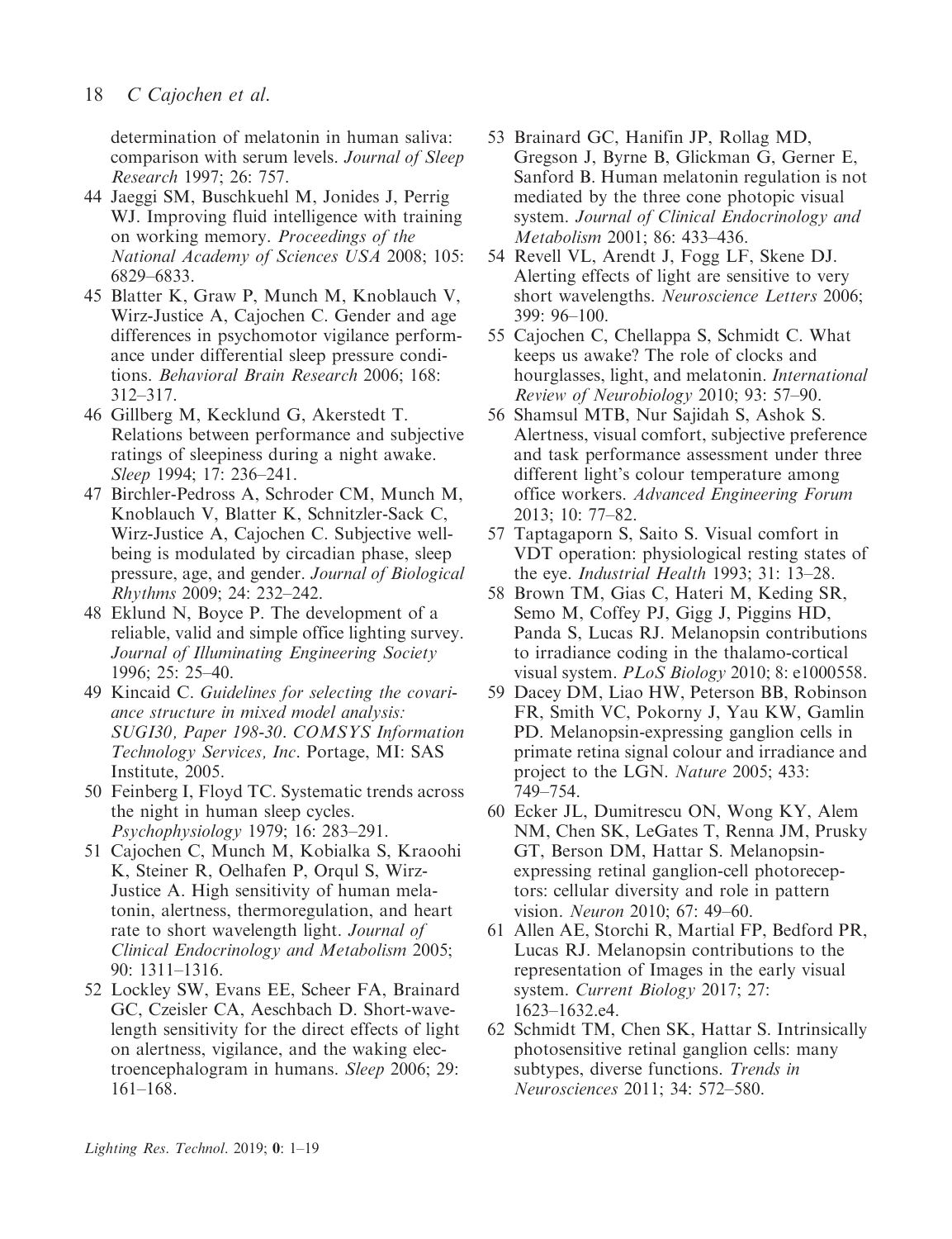determination of melatonin in human saliva: comparison with serum levels. *Journal of Sleep Research* 1997; 26: 757.

44 Jaeggi SM, Buschkuehl M, Jonides J, Perrig WJ. Improving fluid intelligence with training on working memory. *Proceedings of the National Academy of Sciences USA* 2008; 105: 6829–6833.

45 Blatter K, Graw P, Munch M, Knoblauch V, Wirz-Justice A, Cajochen C. Gender and age differences in psychomotor vigilance performance under differential sleep pressure conditions. *Behavioral Brain Research* 2006; 168: 312–317.

46 Gillberg M, Kecklund G, Akerstedt T. Relations between performance and subjective ratings of sleepiness during a night awake. *Sleep* 1994; 17: 236–241.

47 Birchler-Pedross A, Schroder CM, Munch M, Knoblauch V, Blatter K, Schnitzler-Sack C, Wirz-Justice A, Cajochen C. Subjective well-being is modulated by circadian phase, sleep pressure, age, and gender. *Journal of Biological Rhythms* 2009; 24: 232–242.

48 Eklund N, Boyce P. The development of a reliable, valid and simple office lighting survey. *Journal of Illuminating Engineering Society* 1996; 25: 25–40.

49 Kincaid C. *Guidelines for selecting the covariance structure in mixed model analysis: SUGI30, Paper 198-30. COMSYS Information Technology Services, Inc*. Portage, MI: SAS Institute, 2005.

50 Feinberg I, Floyd TC. Systematic trends across the night in human sleep cycles. *Psychophysiology* 1979; 16: 283–291.

51 Cajochen C, Munch M, Kobialka S, Kraoohi K, Steiner R, Oelhafen P, Orqul S, Wirz-Justice A. High sensitivity of human melatonin, alertness, thermoregulation, and heart rate to short wavelength light. *Journal of Clinical Endocrinology and Metabolism* 2005; 90: 1311–1316.

52 Lockley SW, Evans EE, Scheer FA, Brainard GC, Czeisler CA, Aeschbach D. Short-wavelength sensitivity for the direct effects of light on alertness, vigilance, and the waking electroencephalogram in humans. *Sleep* 2006; 29: 161–168.

53 Brainard GC, Hanifin JP, Rollag MD, Gregson J, Byrne B, Glickman G, Gerner E, Sanford B. Human melatonin regulation is not mediated by the three cone photopic visual system. *Journal of Clinical Endocrinology and Metabolism* 2001; 86: 433–436.

54 Revell VL, Arendt J, Fogg LF, Skene DJ. Alerting effects of light are sensitive to very short wavelengths. *Neuroscience Letters* 2006; 399: 96–100.

55 Cajochen C, Chellappa S, Schmidt C. What keeps us awake? The role of clocks and hourglasses, light, and melatonin. *International Review of Neurobiology* 2010; 93: 57–90.

56 Shamsul MTB, Nur Sajidah S, Ashok S. Alertness, visual comfort, subjective preference and task performance assessment under three different light's colour temperature among office workers. *Advanced Engineering Forum* 2013; 10: 77–82.

57 Taptagaporn S, Saito S. Visual comfort in VDT operation: physiological resting states of the eye. *Industrial Health* 1993; 31: 13–28.

58 Brown TM, Gias C, Hateri M, Keding SR, Semo M, Coffey PJ, Gigg J, Piggins HD, Panda S, Lucas RJ. Melanopsin contributions to irradiance coding in the thalamo-cortical visual system. *PLoS Biology* 2010; 8: e1000558.

59 Dacey DM, Liao HW, Peterson BB, Robinson FR, Smith VC, Pokorny J, Yau KW, Gamlin PD. Melanopsin-expressing ganglion cells in primate retina signal colour and irradiance and project to the LGN. *Nature* 2005; 433: 749–754.

60 Ecker JL, Dumitrescu ON, Wong KY, Alem NM, Chen SK, LeGates T, Renna JM, Prusky GT, Berson DM, Hattar S. Melanopsin-expressing retinal ganglion-cell photoreceptors: cellular diversity and role in pattern vision. *Neuron* 2010; 67: 49–60.

61 Allen AE, Storchi R, Martial FP, Bedford PR, Lucas RJ. Melanopsin contributions to the representation of Images in the early visual system. *Current Biology* 2017; 27: 1623–1632.e4.

62 Schmidt TM, Chen SK, Hattar S. Intrinsically photosensitive retinal ganglion cells: many subtypes, diverse functions. *Trends in Neurosciences* 2011; 34: 572–580.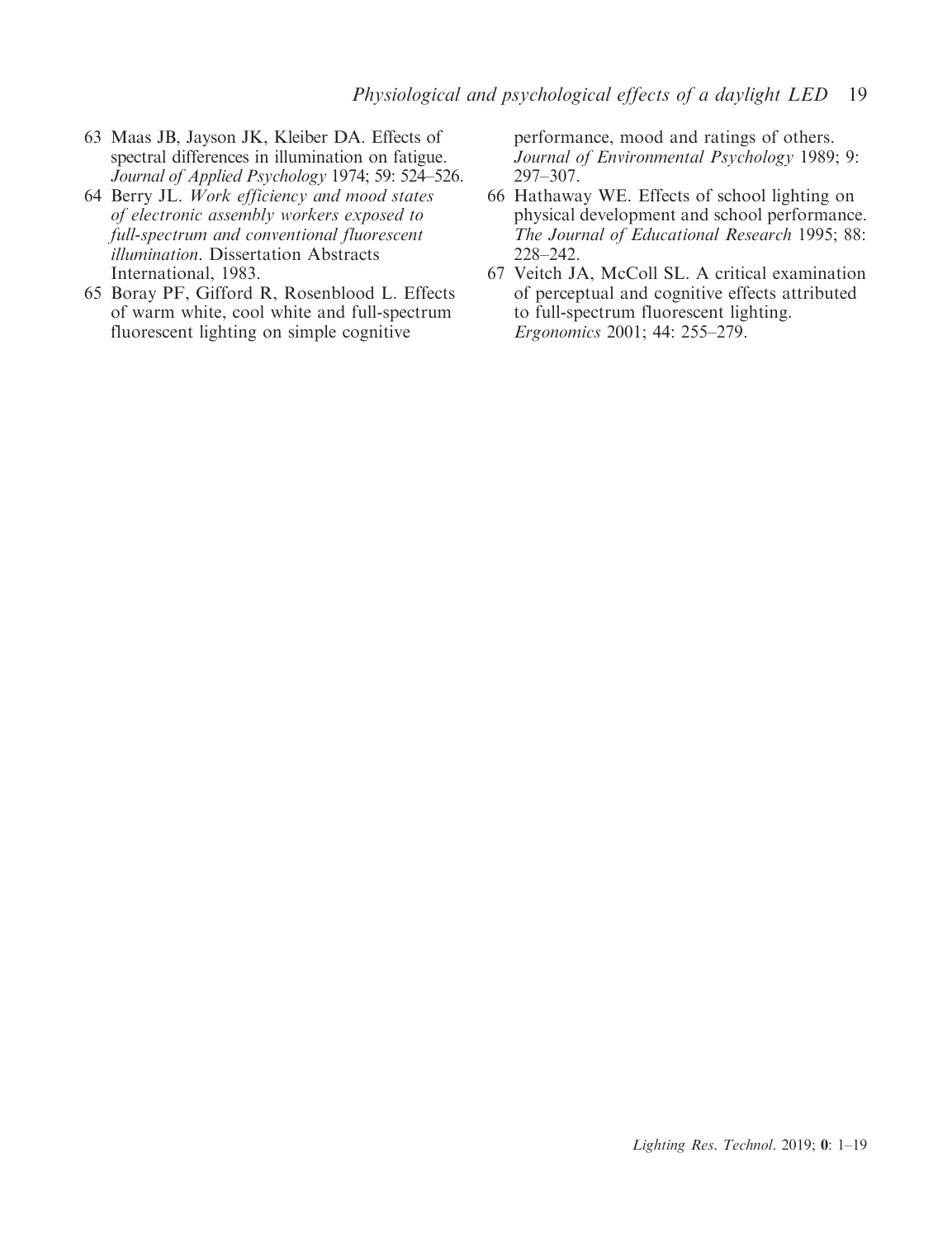63 Maas JB, Jayson JK, Kleiber DA. Effects of spectral differences in illumination on fatigue. *Journal of Applied Psychology* 1974; 59: 524–526.

64 Berry JL. *Work efficiency and mood states of electronic assembly workers exposed to full-spectrum and conventional fluorescent illumination*. Dissertation Abstracts International, 1983.

65 Boray PF, Gifford R, Rosenblood L. Effects of warm white, cool white and full-spectrum fluorescent lighting on simple cognitive performance, mood and ratings of others. *Journal of Environmental Psychology* 1989; 9: 297–307.

66 Hathaway WE. Effects of school lighting on physical development and school performance. *The Journal of Educational Research* 1995; 88: 228–242.

67 Veitch JA, McColl SL. A critical examination of perceptual and cognitive effects attributed to full-spectrum fluorescent lighting. *Ergonomics* 2001; 44: 255–279.